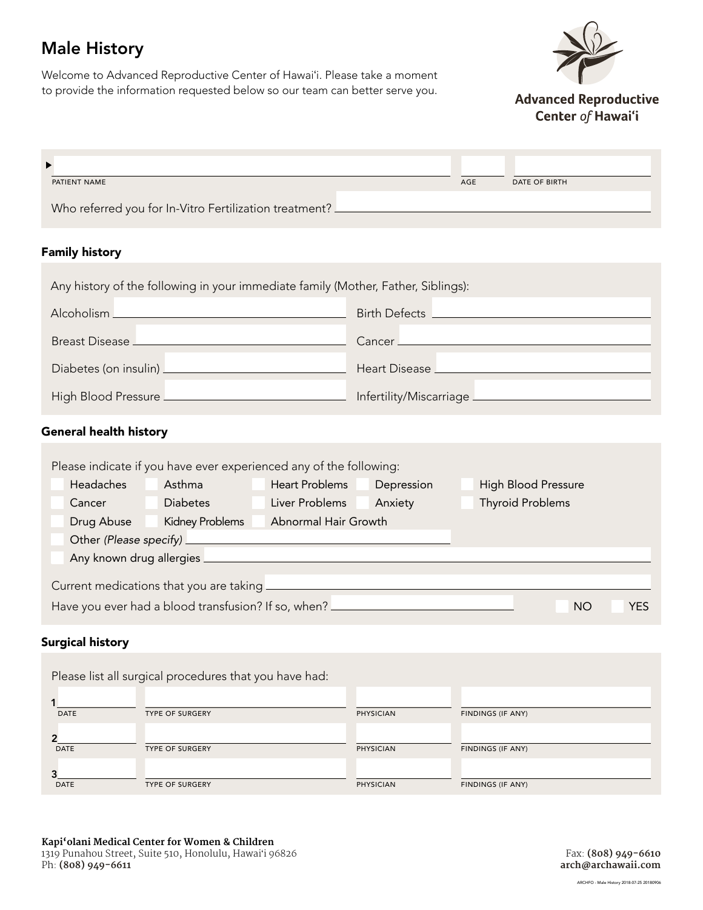# Male History

Welcome to Advanced Reproductive Center of Hawaiʻi. Please take a moment to provide the information requested below so our team can better serve you.

**Advanced Reproductive Center of Hawaiʻi**

PATIENT NAME ______________________ AGE ______ DATE OF BIRTH ______________

Who referred you for In-Vitro Fertilization treatment? ______________________

## Family history

Any history of the following in your immediate family (Mother, Father, Siblings):

| | |
|---|---|
| Alcoholism ______________ | Birth Defects ______________ |
| Breast Disease ______________ | Cancer ______________ |
| Diabetes (on insulin) ______________ | Heart Disease ______________ |
| High Blood Pressure ______________ | Infertility/Miscarriage ______________ |

## General health history

Please indicate if you have ever experienced any of the following:

- ☐ Headaches ☐ Asthma ☐ Heart Problems ☐ Depression ☐ High Blood Pressure
- ☐ Cancer ☐ Diabetes ☐ Liver Problems ☐ Anxiety ☐ Thyroid Problems
- ☐ Drug Abuse ☐ Kidney Problems ☐ Abnormal Hair Growth
- ☐ Other *(Please specify)* ______________________
- ☐ Any known drug allergies ______________________

Current medications that you are taking ______________________

Have you ever had a blood transfusion? If so, when? ______________ ☐ NO ☐ YES

## Surgical history

Please list all surgical procedures that you have had:

| | DATE | TYPE OF SURGERY | PHYSICIAN | FINDINGS (IF ANY) |
|---|---|---|---|---|
| 1 | | | | |
| 2 | | | | |
| 3 | | | | |

**Kapiʻolani Medical Center for Women & Children**
1319 Punahou Street, Suite 510, Honolulu, Hawaiʻi 96826
Ph: **(808) 949-6611**

Fax: **(808) 949-6610**
**arch@archawaii.com**

ARCHFO - Male History 2018-07-25 20180906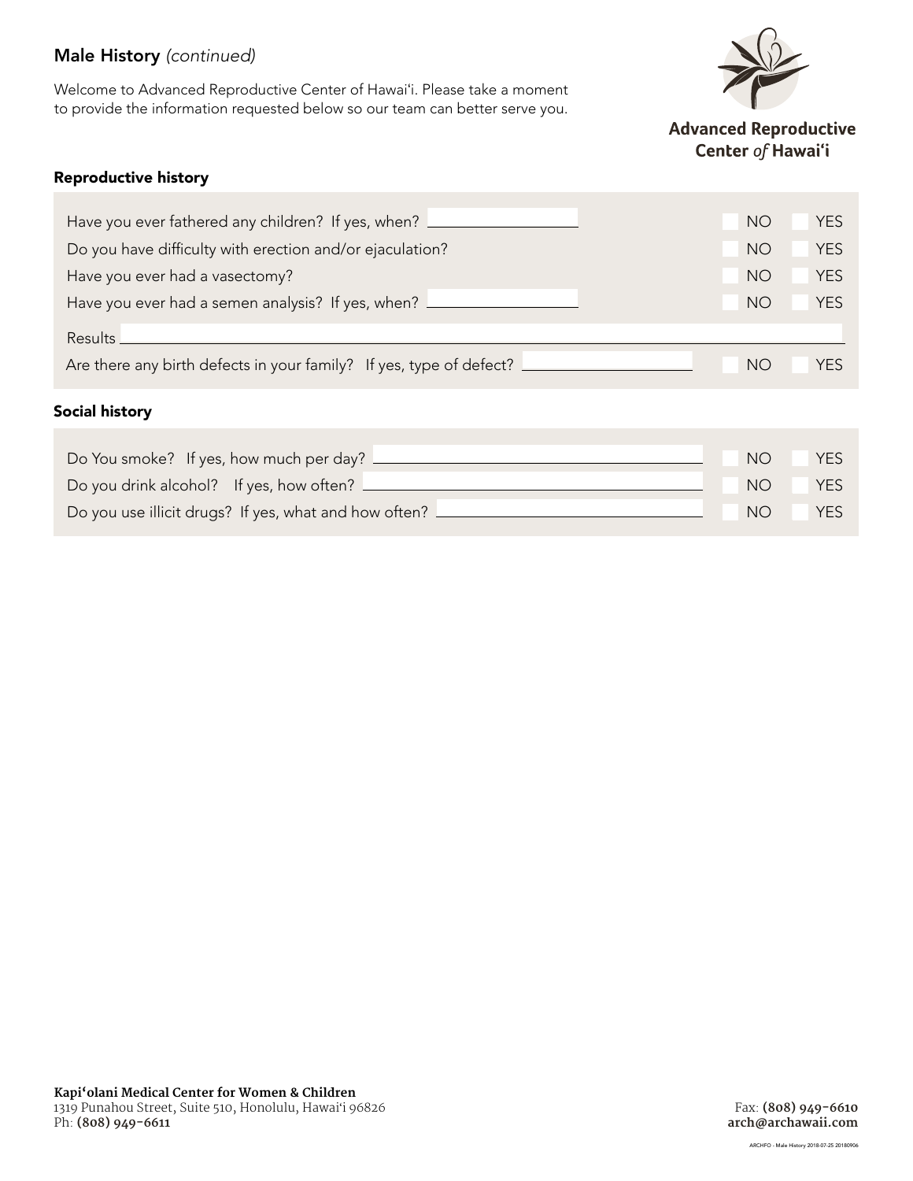## Male History *(continued)*

Welcome to Advanced Reproductive Center of Hawai'i. Please take a moment to provide the information requested below so our team can better serve you.

**Advanced Reproductive Center *of* Hawai'i**

### Reproductive history

| | | |
|---|---|---|
| Have you ever fathered any children? If yes, when? ______________ | NO | YES |
| Do you have difficulty with erection and/or ejaculation? | NO | YES |
| Have you ever had a vasectomy? | NO | YES |
| Have you ever had a semen analysis? If yes, when? ______________ | NO | YES |
| Results ______________ | | |
| Are there any birth defects in your family? If yes, type of defect? ______________ | NO | YES |

### Social history

| | | |
|---|---|---|
| Do You smoke? If yes, how much per day? ______________ | NO | YES |
| Do you drink alcohol? If yes, how often? ______________ | NO | YES |
| Do you use illicit drugs? If yes, what and how often? ______________ | NO | YES |

**Kapi'olani Medical Center for Women & Children**
1319 Punahou Street, Suite 510, Honolulu, Hawai'i 96826
Ph: **(808) 949-6611**

Fax: **(808) 949-6610**
**arch@archawaii.com**

ARCHFO - Male History 2018-07-25 20180906